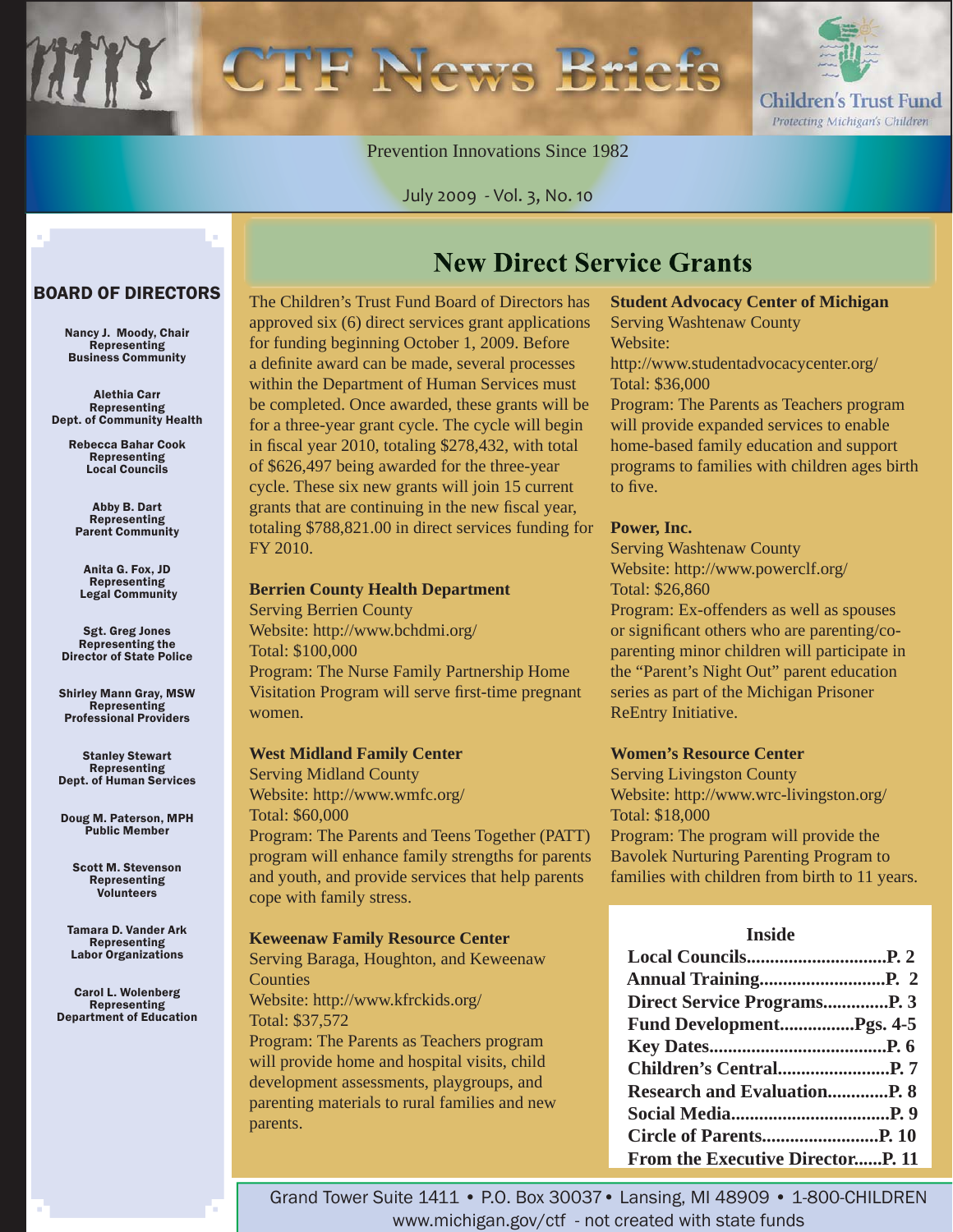# CTF News Briefs

Children's Trust Fund
*Protecting Michigan's Children*

Prevention Innovations Since 1982

July 2009 - Vol. 3, No. 10

## BOARD OF DIRECTORS

**Nancy J. Moody, Chair**
Representing
Business Community

**Alethia Carr**
Representing
Dept. of Community Health

**Rebecca Bahar Cook**
Representing
Local Councils

**Abby B. Dart**
Representing
Parent Community

**Anita G. Fox, JD**
Representing
Legal Community

**Sgt. Greg Jones**
Representing the
Director of State Police

**Shirley Mann Gray, MSW**
Representing
Professional Providers

**Stanley Stewart**
Representing
Dept. of Human Services

**Doug M. Paterson, MPH**
Public Member

**Scott M. Stevenson**
Representing
Volunteers

**Tamara D. Vander Ark**
Representing
Labor Organizations

**Carol L. Wolenberg**
Representing
Department of Education

## New Direct Service Grants

The Children's Trust Fund Board of Directors has approved six (6) direct services grant applications for funding beginning October 1, 2009. Before a definite award can be made, several processes within the Department of Human Services must be completed. Once awarded, these grants will be for a three-year grant cycle. The cycle will begin in fiscal year 2010, totaling $278,432, with total of $626,497 being awarded for the three-year cycle. These six new grants will join 15 current grants that are continuing in the new fiscal year, totaling $788,821.00 in direct services funding for FY 2010.

**Berrien County Health Department**
Serving Berrien County
Website: http://www.bchdmi.org/
Total: $100,000
Program: The Nurse Family Partnership Home Visitation Program will serve first-time pregnant women.

**West Midland Family Center**
Serving Midland County
Website: http://www.wmfc.org/
Total: $60,000
Program: The Parents and Teens Together (PATT) program will enhance family strengths for parents and youth, and provide services that help parents cope with family stress.

**Keweenaw Family Resource Center**
Serving Baraga, Houghton, and Keweenaw Counties
Website: http://www.kfrckids.org/
Total: $37,572
Program: The Parents as Teachers program will provide home and hospital visits, child development assessments, playgroups, and parenting materials to rural families and new parents.

**Student Advocacy Center of Michigan**
Serving Washtenaw County
Website: http://www.studentadvocacycenter.org/
Total: $36,000
Program: The Parents as Teachers program will provide expanded services to enable home-based family education and support programs to families with children ages birth to five.

**Power, Inc.**
Serving Washtenaw County
Website: http://www.powerclf.org/
Total: $26,860
Program: Ex-offenders as well as spouses or significant others who are parenting/co-parenting minor children will participate in the "Parent's Night Out" parent education series as part of the Michigan Prisoner ReEntry Initiative.

**Women's Resource Center**
Serving Livingston County
Website: http://www.wrc-livingston.org/
Total: $18,000
Program: The program will provide the Bavolek Nurturing Parenting Program to families with children from birth to 11 years.

### Inside

**Local Councils..............................P. 2**
**Annual Training...........................P. 2**
**Direct Service Programs..............P. 3**
**Fund Development................Pgs. 4-5**
**Key Dates......................................P. 6**
**Children's Central........................P. 7**
**Research and Evaluation.............P. 8**
**Social Media..................................P. 9**
**Circle of Parents.........................P. 10**
**From the Executive Director......P. 11**

Grand Tower Suite 1411 • P.O. Box 30037 • Lansing, MI 48909 • 1-800-CHILDREN
www.michigan.gov/ctf - not created with state funds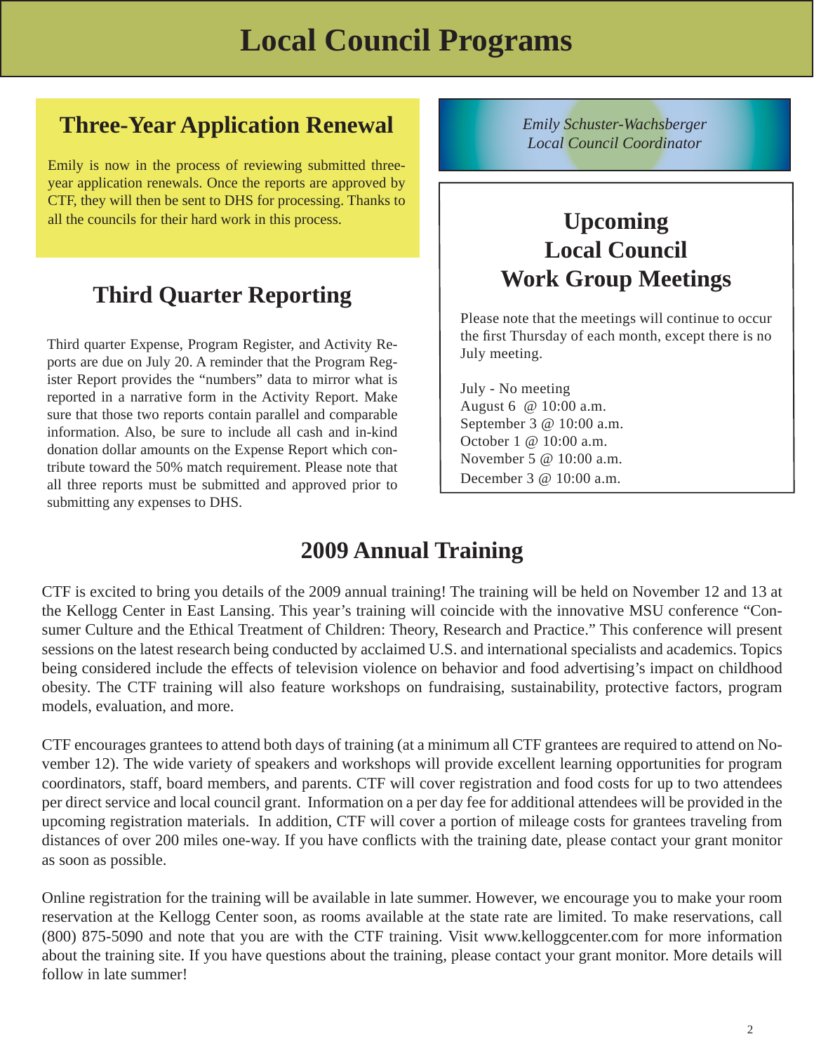# Local Council Programs

## Three-Year Application Renewal

Emily is now in the process of reviewing submitted three-year application renewals. Once the reports are approved by CTF, they will then be sent to DHS for processing. Thanks to all the councils for their hard work in this process.

## Third Quarter Reporting

Third quarter Expense, Program Register, and Activity Reports are due on July 20. A reminder that the Program Register Report provides the "numbers" data to mirror what is reported in a narrative form in the Activity Report. Make sure that those two reports contain parallel and comparable information. Also, be sure to include all cash and in-kind donation dollar amounts on the Expense Report which contribute toward the 50% match requirement. Please note that all three reports must be submitted and approved prior to submitting any expenses to DHS.

*Emily Schuster-Wachsberger*
*Local Council Coordinator*

## Upcoming Local Council Work Group Meetings

Please note that the meetings will continue to occur the first Thursday of each month, except there is no July meeting.

July - No meeting
August 6 @ 10:00 a.m.
September 3 @ 10:00 a.m.
October 1 @ 10:00 a.m.
November 5 @ 10:00 a.m.
December 3 @ 10:00 a.m.

## 2009 Annual Training

CTF is excited to bring you details of the 2009 annual training! The training will be held on November 12 and 13 at the Kellogg Center in East Lansing. This year's training will coincide with the innovative MSU conference "Consumer Culture and the Ethical Treatment of Children: Theory, Research and Practice." This conference will present sessions on the latest research being conducted by acclaimed U.S. and international specialists and academics. Topics being considered include the effects of television violence on behavior and food advertising's impact on childhood obesity. The CTF training will also feature workshops on fundraising, sustainability, protective factors, program models, evaluation, and more.

CTF encourages grantees to attend both days of training (at a minimum all CTF grantees are required to attend on November 12). The wide variety of speakers and workshops will provide excellent learning opportunities for program coordinators, staff, board members, and parents. CTF will cover registration and food costs for up to two attendees per direct service and local council grant. Information on a per day fee for additional attendees will be provided in the upcoming registration materials. In addition, CTF will cover a portion of mileage costs for grantees traveling from distances of over 200 miles one-way. If you have conflicts with the training date, please contact your grant monitor as soon as possible.

Online registration for the training will be available in late summer. However, we encourage you to make your room reservation at the Kellogg Center soon, as rooms available at the state rate are limited. To make reservations, call (800) 875-5090 and note that you are with the CTF training. Visit www.kelloggcenter.com for more information about the training site. If you have questions about the training, please contact your grant monitor. More details will follow in late summer!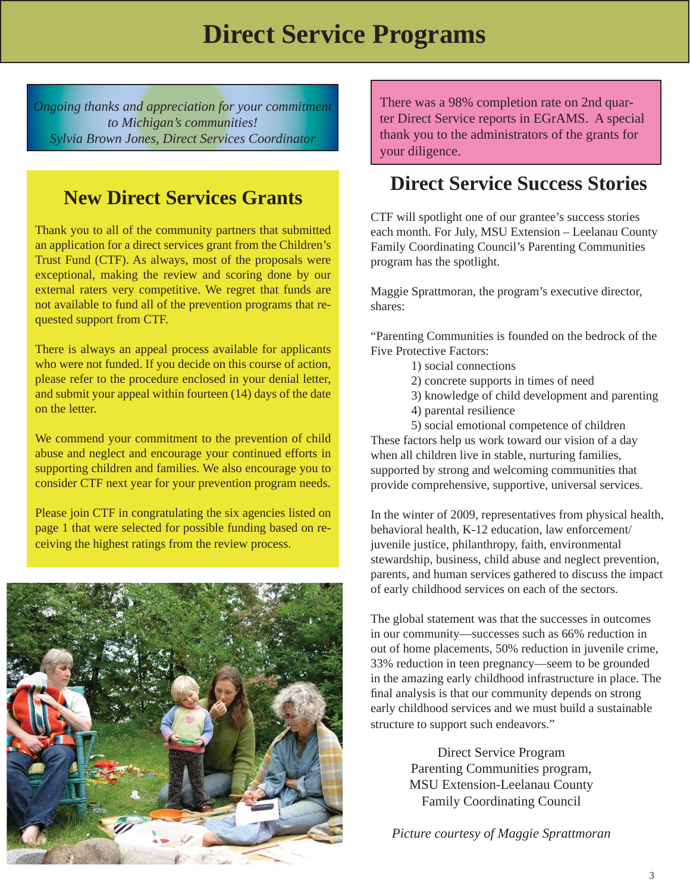# Direct Service Programs

*Ongoing thanks and appreciation for your commitment to Michigan's communities!*
*Sylvia Brown Jones, Direct Services Coordinator*

## New Direct Services Grants

Thank you to all of the community partners that submitted an application for a direct services grant from the Children's Trust Fund (CTF). As always, most of the proposals were exceptional, making the review and scoring done by our external raters very competitive. We regret that funds are not available to fund all of the prevention programs that requested support from CTF.

There is always an appeal process available for applicants who were not funded. If you decide on this course of action, please refer to the procedure enclosed in your denial letter, and submit your appeal within fourteen (14) days of the date on the letter.

We commend your commitment to the prevention of child abuse and neglect and encourage your continued efforts in supporting children and families. We also encourage you to consider CTF next year for your prevention program needs.

Please join CTF in congratulating the six agencies listed on page 1 that were selected for possible funding based on receiving the highest ratings from the review process.

There was a 98% completion rate on 2nd quarter Direct Service reports in EGrAMS. A special thank you to the administrators of the grants for your diligence.

## Direct Service Success Stories

CTF will spotlight one of our grantee's success stories each month. For July, MSU Extension – Leelanau County Family Coordinating Council's Parenting Communities program has the spotlight.

Maggie Sprattmoran, the program's executive director, shares:

"Parenting Communities is founded on the bedrock of the Five Protective Factors:

1) social connections
2) concrete supports in times of need
3) knowledge of child development and parenting
4) parental resilience
5) social emotional competence of children

These factors help us work toward our vision of a day when all children live in stable, nurturing families, supported by strong and welcoming communities that provide comprehensive, supportive, universal services.

In the winter of 2009, representatives from physical health, behavioral health, K-12 education, law enforcement/juvenile justice, philanthropy, faith, environmental stewardship, business, child abuse and neglect prevention, parents, and human services gathered to discuss the impact of early childhood services on each of the sectors.

The global statement was that the successes in outcomes in our community—successes such as 66% reduction in out of home placements, 50% reduction in juvenile crime, 33% reduction in teen pregnancy—seem to be grounded in the amazing early childhood infrastructure in place. The final analysis is that our community depends on strong early childhood services and we must build a sustainable structure to support such endeavors."

Direct Service Program
Parenting Communities program,
MSU Extension-Leelanau County
Family Coordinating Council

*Picture courtesy of Maggie Sprattmoran*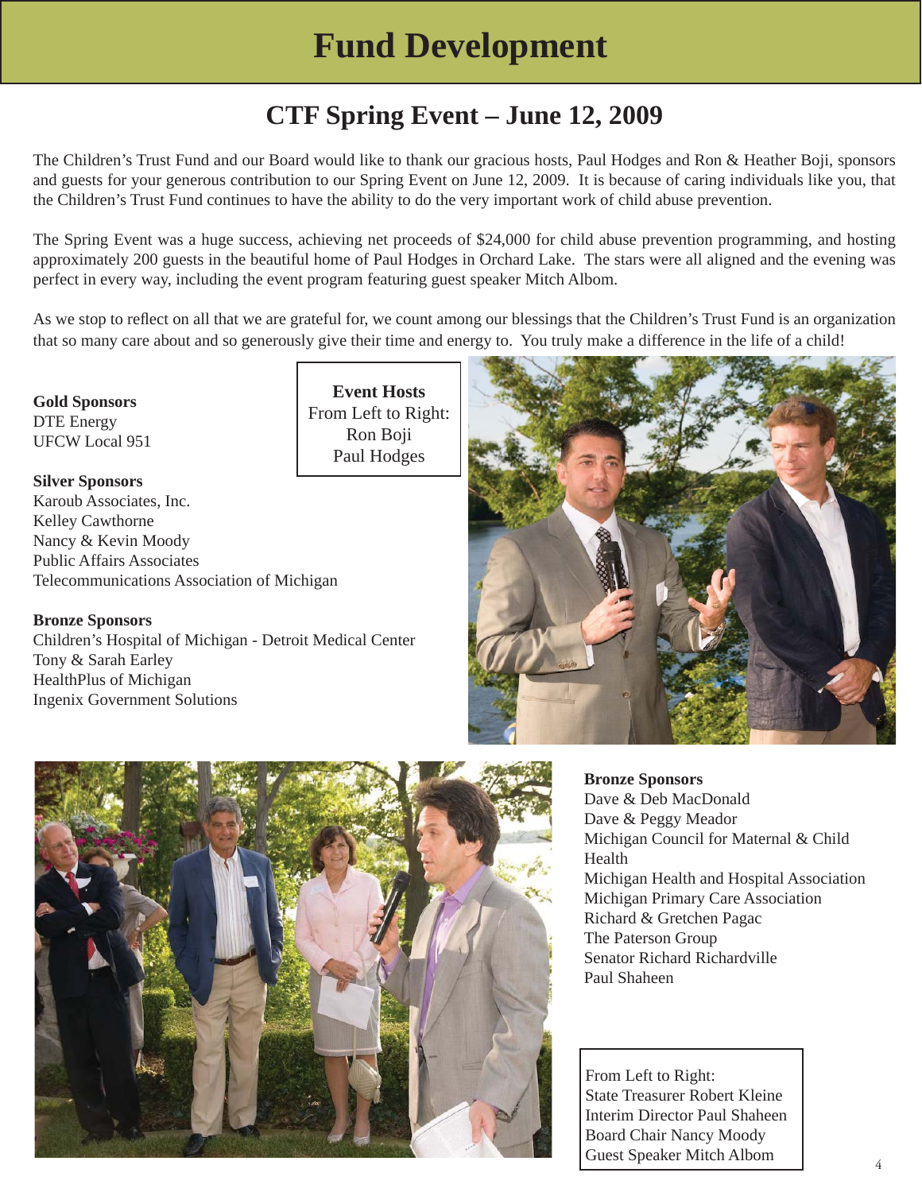# Fund Development

## CTF Spring Event – June 12, 2009

The Children's Trust Fund and our Board would like to thank our gracious hosts, Paul Hodges and Ron & Heather Boji, sponsors and guests for your generous contribution to our Spring Event on June 12, 2009. It is because of caring individuals like you, that the Children's Trust Fund continues to have the ability to do the very important work of child abuse prevention.

The Spring Event was a huge success, achieving net proceeds of $24,000 for child abuse prevention programming, and hosting approximately 200 guests in the beautiful home of Paul Hodges in Orchard Lake. The stars were all aligned and the evening was perfect in every way, including the event program featuring guest speaker Mitch Albom.

As we stop to reflect on all that we are grateful for, we count among our blessings that the Children's Trust Fund is an organization that so many care about and so generously give their time and energy to. You truly make a difference in the life of a child!

**Gold Sponsors**
DTE Energy
UFCW Local 951

**Silver Sponsors**
Karoub Associates, Inc.
Kelley Cawthorne
Nancy & Kevin Moody
Public Affairs Associates
Telecommunications Association of Michigan

**Bronze Sponsors**
Children's Hospital of Michigan - Detroit Medical Center
Tony & Sarah Earley
HealthPlus of Michigan
Ingenix Government Solutions
Dave & Deb MacDonald
Dave & Peggy Meador
Michigan Council for Maternal & Child Health
Michigan Health and Hospital Association
Michigan Primary Care Association
Richard & Gretchen Pagac
The Paterson Group
Senator Richard Richardville
Paul Shaheen

**Event Hosts**
From Left to Right:
Ron Boji
Paul Hodges

From Left to Right:
State Treasurer Robert Kleine
Interim Director Paul Shaheen
Board Chair Nancy Moody
Guest Speaker Mitch Albom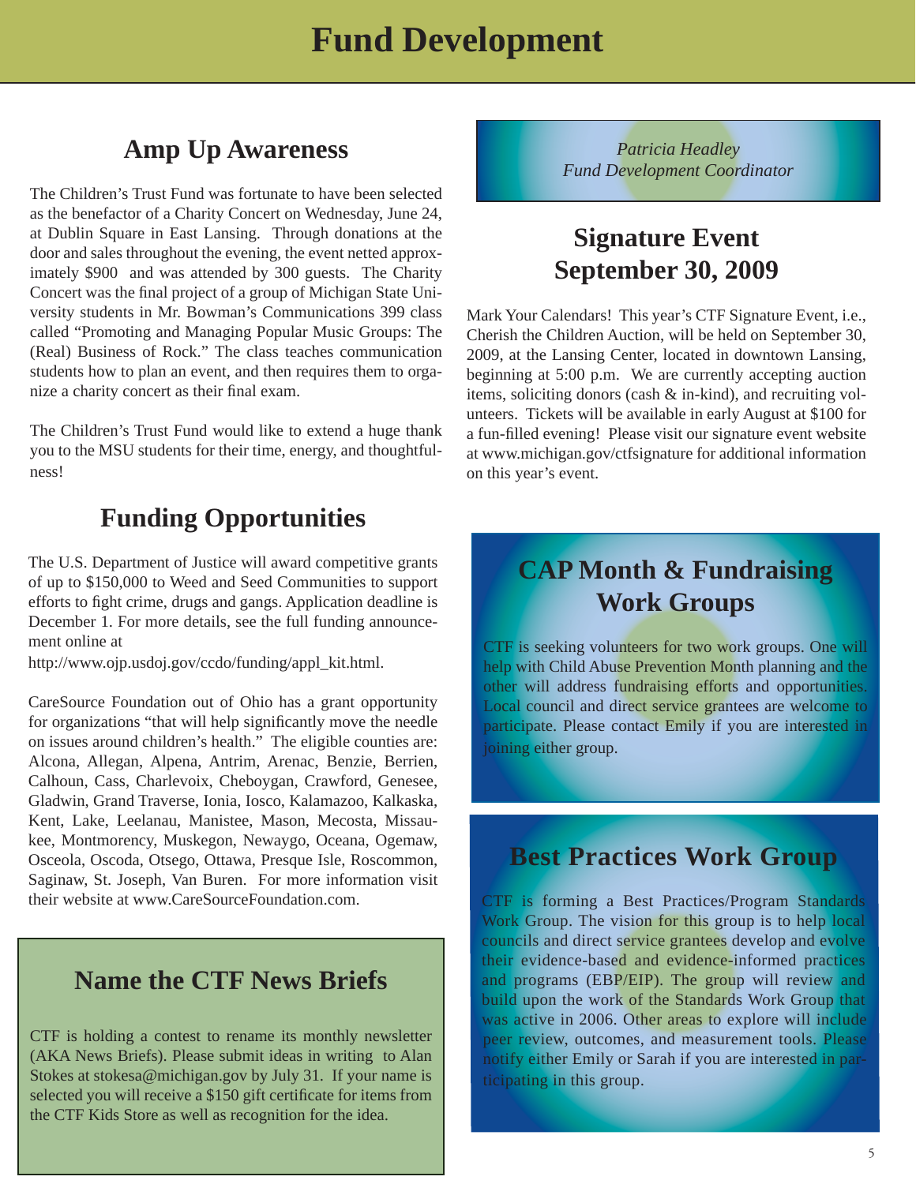# Fund Development

## Amp Up Awareness

The Children's Trust Fund was fortunate to have been selected as the benefactor of a Charity Concert on Wednesday, June 24, at Dublin Square in East Lansing. Through donations at the door and sales throughout the evening, the event netted approximately $900 and was attended by 300 guests. The Charity Concert was the final project of a group of Michigan State University students in Mr. Bowman's Communications 399 class called "Promoting and Managing Popular Music Groups: The (Real) Business of Rock." The class teaches communication students how to plan an event, and then requires them to organize a charity concert as their final exam.

The Children's Trust Fund would like to extend a huge thank you to the MSU students for their time, energy, and thoughtfulness!

## Funding Opportunities

The U.S. Department of Justice will award competitive grants of up to $150,000 to Weed and Seed Communities to support efforts to fight crime, drugs and gangs. Application deadline is December 1. For more details, see the full funding announcement online at

http://www.ojp.usdoj.gov/ccdo/funding/appl_kit.html.

CareSource Foundation out of Ohio has a grant opportunity for organizations "that will help significantly move the needle on issues around children's health." The eligible counties are: Alcona, Allegan, Alpena, Antrim, Arenac, Benzie, Berrien, Calhoun, Cass, Charlevoix, Cheboygan, Crawford, Genesee, Gladwin, Grand Traverse, Ionia, Iosco, Kalamazoo, Kalkaska, Kent, Lake, Leelanau, Manistee, Mason, Mecosta, Missaukee, Montmorency, Muskegon, Newaygo, Oceana, Ogemaw, Osceola, Oscoda, Otsego, Ottawa, Presque Isle, Roscommon, Saginaw, St. Joseph, Van Buren. For more information visit their website at www.CareSourceFoundation.com.

## Name the CTF News Briefs

CTF is holding a contest to rename its monthly newsletter (AKA News Briefs). Please submit ideas in writing to Alan Stokes at stokesa@michigan.gov by July 31. If your name is selected you will receive a $150 gift certificate for items from the CTF Kids Store as well as recognition for the idea.

*Patricia Headley*
*Fund Development Coordinator*

## Signature Event September 30, 2009

Mark Your Calendars! This year's CTF Signature Event, i.e., Cherish the Children Auction, will be held on September 30, 2009, at the Lansing Center, located in downtown Lansing, beginning at 5:00 p.m. We are currently accepting auction items, soliciting donors (cash & in-kind), and recruiting volunteers. Tickets will be available in early August at $100 for a fun-filled evening! Please visit our signature event website at www.michigan.gov/ctfsignature for additional information on this year's event.

## CAP Month & Fundraising Work Groups

CTF is seeking volunteers for two work groups. One will help with Child Abuse Prevention Month planning and the other will address fundraising efforts and opportunities. Local council and direct service grantees are welcome to participate. Please contact Emily if you are interested in joining either group.

## Best Practices Work Group

CTF is forming a Best Practices/Program Standards Work Group. The vision for this group is to help local councils and direct service grantees develop and evolve their evidence-based and evidence-informed practices and programs (EBP/EIP). The group will review and build upon the work of the Standards Work Group that was active in 2006. Other areas to explore will include peer review, outcomes, and measurement tools. Please notify either Emily or Sarah if you are interested in participating in this group.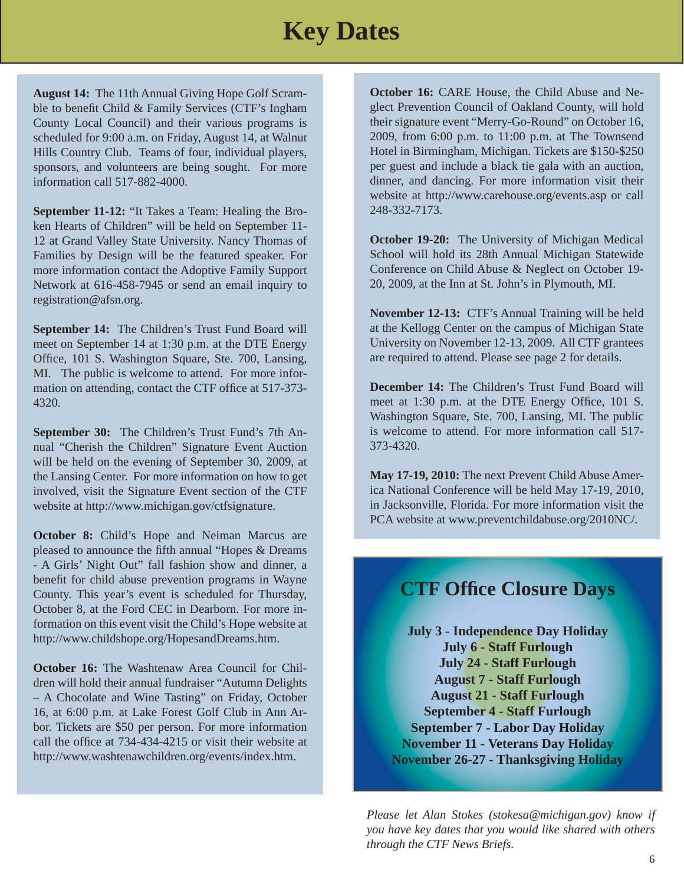# Key Dates

**August 14:** The 11th Annual Giving Hope Golf Scramble to benefit Child & Family Services (CTF's Ingham County Local Council) and their various programs is scheduled for 9:00 a.m. on Friday, August 14, at Walnut Hills Country Club. Teams of four, individual players, sponsors, and volunteers are being sought. For more information call 517-882-4000.

**September 11-12:** "It Takes a Team: Healing the Broken Hearts of Children" will be held on September 11-12 at Grand Valley State University. Nancy Thomas of Families by Design will be the featured speaker. For more information contact the Adoptive Family Support Network at 616-458-7945 or send an email inquiry to registration@afsn.org.

**September 14:** The Children's Trust Fund Board will meet on September 14 at 1:30 p.m. at the DTE Energy Office, 101 S. Washington Square, Ste. 700, Lansing, MI. The public is welcome to attend. For more information on attending, contact the CTF office at 517-373-4320.

**September 30:** The Children's Trust Fund's 7th Annual "Cherish the Children" Signature Event Auction will be held on the evening of September 30, 2009, at the Lansing Center. For more information on how to get involved, visit the Signature Event section of the CTF website at http://www.michigan.gov/ctfsignature.

**October 8:** Child's Hope and Neiman Marcus are pleased to announce the fifth annual "Hopes & Dreams - A Girls' Night Out" fall fashion show and dinner, a benefit for child abuse prevention programs in Wayne County. This year's event is scheduled for Thursday, October 8, at the Ford CEC in Dearborn. For more information on this event visit the Child's Hope website at http://www.childshope.org/HopesandDreams.htm.

**October 16:** The Washtenaw Area Council for Children will hold their annual fundraiser "Autumn Delights – A Chocolate and Wine Tasting" on Friday, October 16, at 6:00 p.m. at Lake Forest Golf Club in Ann Arbor. Tickets are $50 per person. For more information call the office at 734-434-4215 or visit their website at http://www.washtenawchildren.org/events/index.htm.

**October 16:** CARE House, the Child Abuse and Neglect Prevention Council of Oakland County, will hold their signature event "Merry-Go-Round" on October 16, 2009, from 6:00 p.m. to 11:00 p.m. at The Townsend Hotel in Birmingham, Michigan. Tickets are $150-$250 per guest and include a black tie gala with an auction, dinner, and dancing. For more information visit their website at http://www.carehouse.org/events.asp or call 248-332-7173.

**October 19-20:** The University of Michigan Medical School will hold its 28th Annual Michigan Statewide Conference on Child Abuse & Neglect on October 19-20, 2009, at the Inn at St. John's in Plymouth, MI.

**November 12-13:** CTF's Annual Training will be held at the Kellogg Center on the campus of Michigan State University on November 12-13, 2009. All CTF grantees are required to attend. Please see page 2 for details.

**December 14:** The Children's Trust Fund Board will meet at 1:30 p.m. at the DTE Energy Office, 101 S. Washington Square, Ste. 700, Lansing, MI. The public is welcome to attend. For more information call 517-373-4320.

**May 17-19, 2010:** The next Prevent Child Abuse America National Conference will be held May 17-19, 2010, in Jacksonville, Florida. For more information visit the PCA website at www.preventchildabuse.org/2010NC/.

## CTF Office Closure Days

**July 3 - Independence Day Holiday**
**July 6 - Staff Furlough**
**July 24 - Staff Furlough**
**August 7 - Staff Furlough**
**August 21 - Staff Furlough**
**September 4 - Staff Furlough**
**September 7 - Labor Day Holiday**
**November 11 - Veterans Day Holiday**
**November 26-27 - Thanksgiving Holiday**

*Please let Alan Stokes (stokesa@michigan.gov) know if you have key dates that you would like shared with others through the CTF News Briefs.*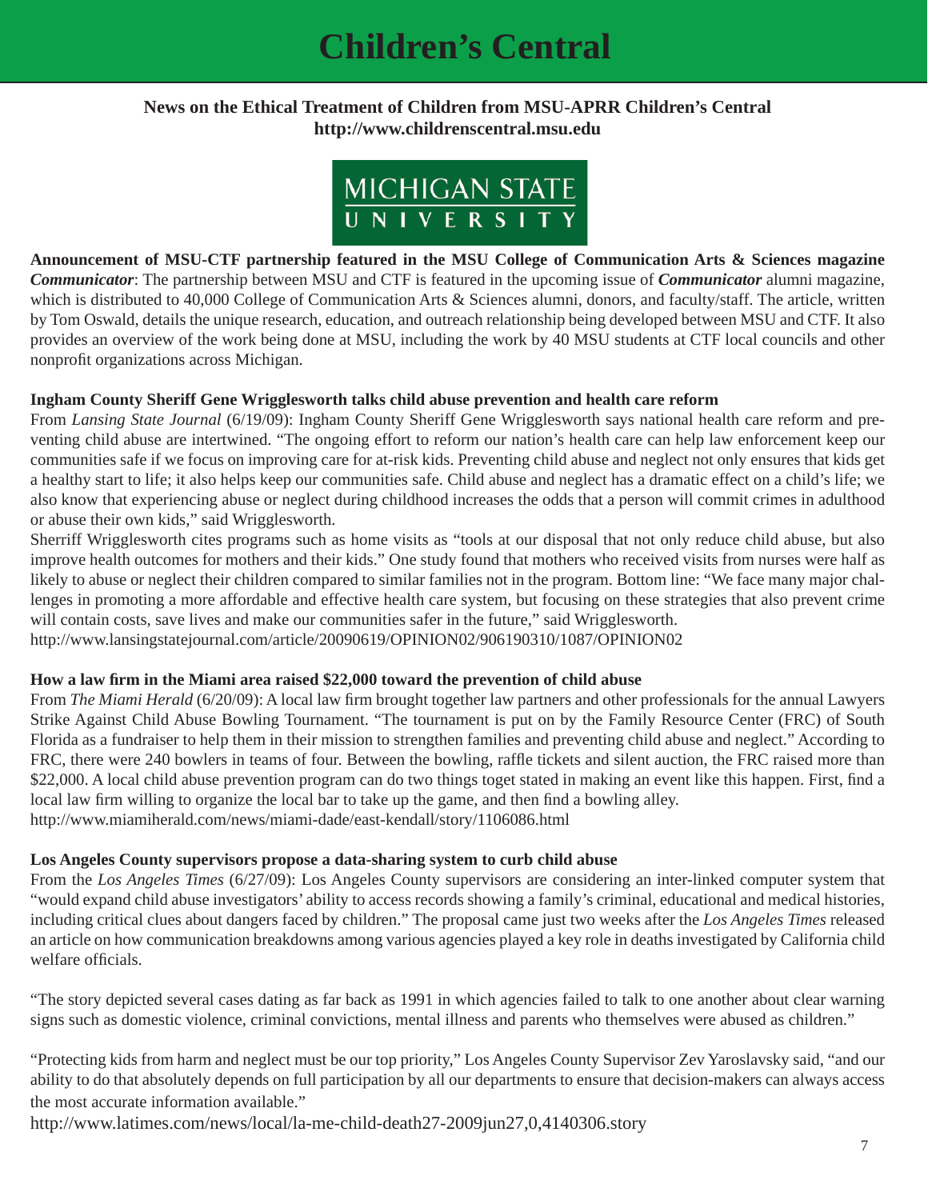# Children's Central

**News on the Ethical Treatment of Children from MSU-APRR Children's Central**
**http://www.childrenscentral.msu.edu**

MICHIGAN STATE UNIVERSITY

**Announcement of MSU-CTF partnership featured in the MSU College of Communication Arts & Sciences magazine *Communicator***: The partnership between MSU and CTF is featured in the upcoming issue of ***Communicator*** alumni magazine, which is distributed to 40,000 College of Communication Arts & Sciences alumni, donors, and faculty/staff. The article, written by Tom Oswald, details the unique research, education, and outreach relationship being developed between MSU and CTF. It also provides an overview of the work being done at MSU, including the work by 40 MSU students at CTF local councils and other nonprofit organizations across Michigan.

**Ingham County Sheriff Gene Wrigglesworth talks child abuse prevention and health care reform**
From *Lansing State Journal* (6/19/09): Ingham County Sheriff Gene Wrigglesworth says national health care reform and preventing child abuse are intertwined. "The ongoing effort to reform our nation's health care can help law enforcement keep our communities safe if we focus on improving care for at-risk kids. Preventing child abuse and neglect not only ensures that kids get a healthy start to life; it also helps keep our communities safe. Child abuse and neglect has a dramatic effect on a child's life; we also know that experiencing abuse or neglect during childhood increases the odds that a person will commit crimes in adulthood or abuse their own kids," said Wrigglesworth.
Sherriff Wrigglesworth cites programs such as home visits as "tools at our disposal that not only reduce child abuse, but also improve health outcomes for mothers and their kids." One study found that mothers who received visits from nurses were half as likely to abuse or neglect their children compared to similar families not in the program. Bottom line: "We face many major challenges in promoting a more affordable and effective health care system, but focusing on these strategies that also prevent crime will contain costs, save lives and make our communities safer in the future," said Wrigglesworth.
http://www.lansingstatejournal.com/article/20090619/OPINION02/906190310/1087/OPINION02

**How a law firm in the Miami area raised $22,000 toward the prevention of child abuse**
From *The Miami Herald* (6/20/09): A local law firm brought together law partners and other professionals for the annual Lawyers Strike Against Child Abuse Bowling Tournament. "The tournament is put on by the Family Resource Center (FRC) of South Florida as a fundraiser to help them in their mission to strengthen families and preventing child abuse and neglect." According to FRC, there were 240 bowlers in teams of four. Between the bowling, raffle tickets and silent auction, the FRC raised more than $22,000. A local child abuse prevention program can do two things toget stated in making an event like this happen. First, find a local law firm willing to organize the local bar to take up the game, and then find a bowling alley.
http://www.miamiherald.com/news/miami-dade/east-kendall/story/1106086.html

**Los Angeles County supervisors propose a data-sharing system to curb child abuse**
From the *Los Angeles Times* (6/27/09): Los Angeles County supervisors are considering an inter-linked computer system that "would expand child abuse investigators' ability to access records showing a family's criminal, educational and medical histories, including critical clues about dangers faced by children." The proposal came just two weeks after the *Los Angeles Times* released an article on how communication breakdowns among various agencies played a key role in deaths investigated by California child welfare officials.

"The story depicted several cases dating as far back as 1991 in which agencies failed to talk to one another about clear warning signs such as domestic violence, criminal convictions, mental illness and parents who themselves were abused as children."

"Protecting kids from harm and neglect must be our top priority," Los Angeles County Supervisor Zev Yaroslavsky said, "and our ability to do that absolutely depends on full participation by all our departments to ensure that decision-makers can always access the most accurate information available."
http://www.latimes.com/news/local/la-me-child-death27-2009jun27,0,4140306.story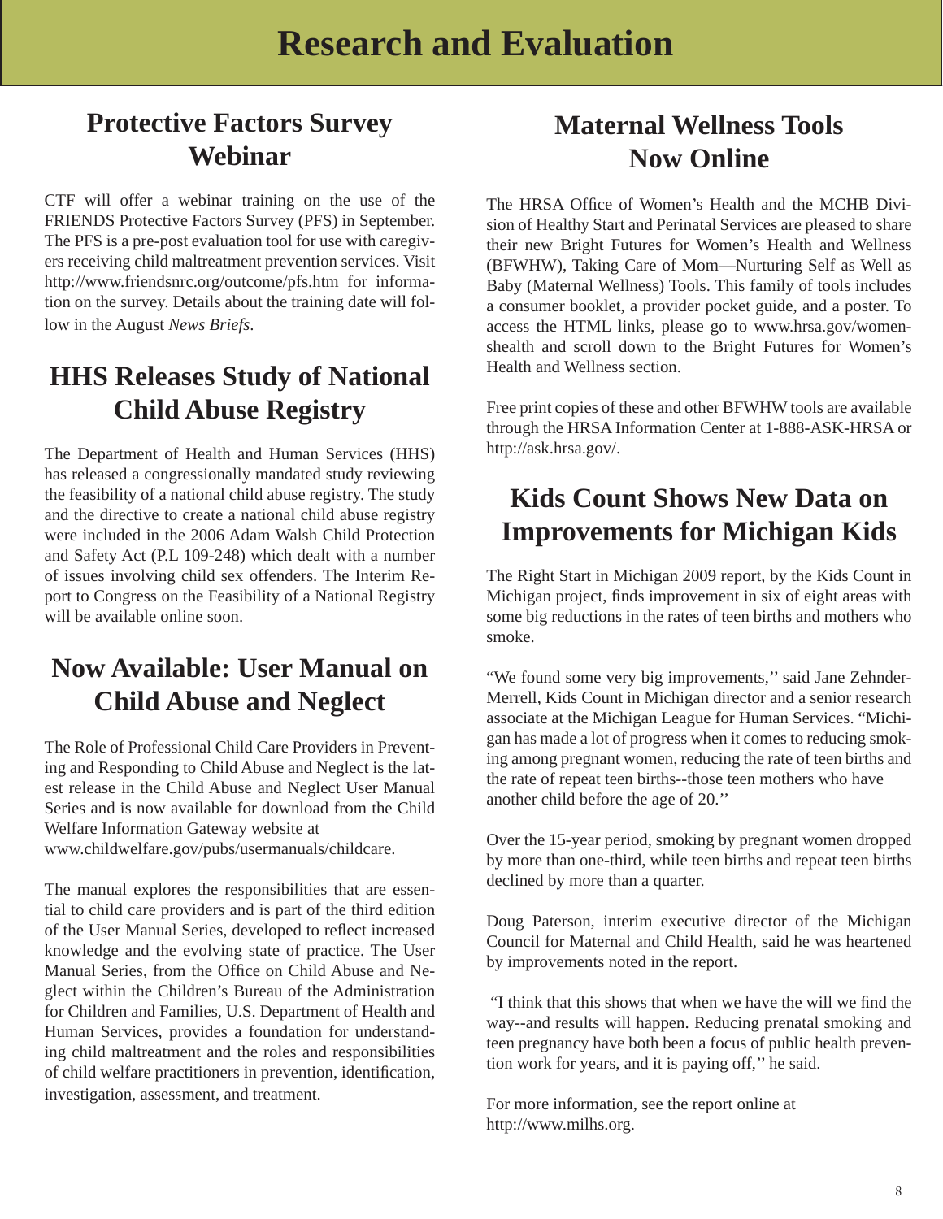# Research and Evaluation

## Protective Factors Survey Webinar

CTF will offer a webinar training on the use of the FRIENDS Protective Factors Survey (PFS) in September. The PFS is a pre-post evaluation tool for use with caregivers receiving child maltreatment prevention services. Visit http://www.friendsnrc.org/outcome/pfs.htm for information on the survey. Details about the training date will follow in the August *News Briefs*.

## HHS Releases Study of National Child Abuse Registry

The Department of Health and Human Services (HHS) has released a congressionally mandated study reviewing the feasibility of a national child abuse registry. The study and the directive to create a national child abuse registry were included in the 2006 Adam Walsh Child Protection and Safety Act (P.L 109-248) which dealt with a number of issues involving child sex offenders. The Interim Report to Congress on the Feasibility of a National Registry will be available online soon.

## Now Available: User Manual on Child Abuse and Neglect

The Role of Professional Child Care Providers in Preventing and Responding to Child Abuse and Neglect is the latest release in the Child Abuse and Neglect User Manual Series and is now available for download from the Child Welfare Information Gateway website at www.childwelfare.gov/pubs/usermanuals/childcare.

The manual explores the responsibilities that are essential to child care providers and is part of the third edition of the User Manual Series, developed to reflect increased knowledge and the evolving state of practice. The User Manual Series, from the Office on Child Abuse and Neglect within the Children's Bureau of the Administration for Children and Families, U.S. Department of Health and Human Services, provides a foundation for understanding child maltreatment and the roles and responsibilities of child welfare practitioners in prevention, identification, investigation, assessment, and treatment.

## Maternal Wellness Tools Now Online

The HRSA Office of Women's Health and the MCHB Division of Healthy Start and Perinatal Services are pleased to share their new Bright Futures for Women's Health and Wellness (BFWHW), Taking Care of Mom—Nurturing Self as Well as Baby (Maternal Wellness) Tools. This family of tools includes a consumer booklet, a provider pocket guide, and a poster. To access the HTML links, please go to www.hrsa.gov/womenshealth and scroll down to the Bright Futures for Women's Health and Wellness section.

Free print copies of these and other BFWHW tools are available through the HRSA Information Center at 1-888-ASK-HRSA or http://ask.hrsa.gov/.

## Kids Count Shows New Data on Improvements for Michigan Kids

The Right Start in Michigan 2009 report, by the Kids Count in Michigan project, finds improvement in six of eight areas with some big reductions in the rates of teen births and mothers who smoke.

"We found some very big improvements,'' said Jane Zehnder-Merrell, Kids Count in Michigan director and a senior research associate at the Michigan League for Human Services. "Michigan has made a lot of progress when it comes to reducing smoking among pregnant women, reducing the rate of teen births and the rate of repeat teen births--those teen mothers who have another child before the age of 20.''

Over the 15-year period, smoking by pregnant women dropped by more than one-third, while teen births and repeat teen births declined by more than a quarter.

Doug Paterson, interim executive director of the Michigan Council for Maternal and Child Health, said he was heartened by improvements noted in the report.

"I think that this shows that when we have the will we find the way--and results will happen. Reducing prenatal smoking and teen pregnancy have both been a focus of public health prevention work for years, and it is paying off,'' he said.

For more information, see the report online at http://www.milhs.org.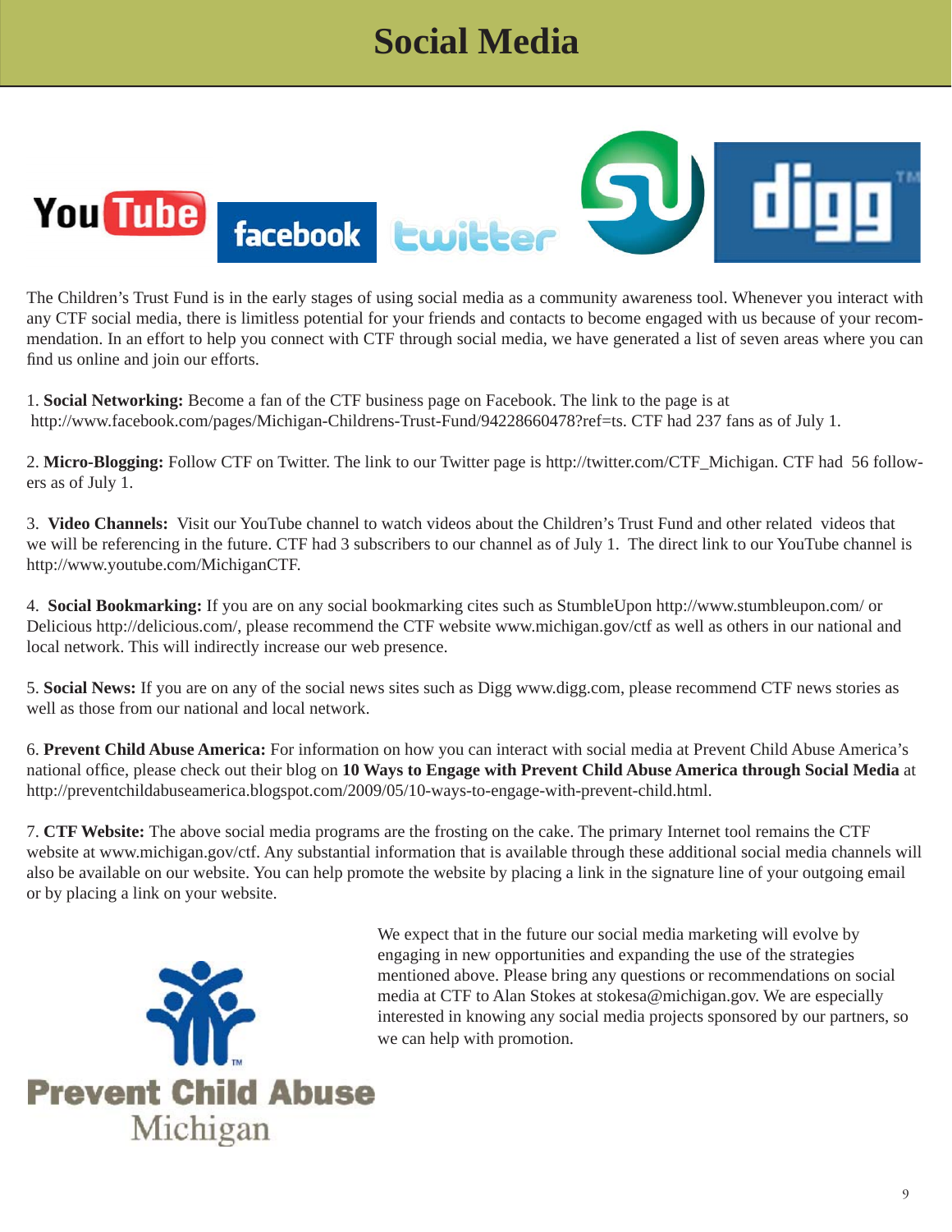# Social Media

The Children's Trust Fund is in the early stages of using social media as a community awareness tool. Whenever you interact with any CTF social media, there is limitless potential for your friends and contacts to become engaged with us because of your recommendation. In an effort to help you connect with CTF through social media, we have generated a list of seven areas where you can find us online and join our efforts.

1. **Social Networking:** Become a fan of the CTF business page on Facebook. The link to the page is at http://www.facebook.com/pages/Michigan-Childrens-Trust-Fund/94228660478?ref=ts. CTF had 237 fans as of July 1.

2. **Micro-Blogging:** Follow CTF on Twitter. The link to our Twitter page is http://twitter.com/CTF_Michigan. CTF had 56 followers as of July 1.

3. **Video Channels:** Visit our YouTube channel to watch videos about the Children's Trust Fund and other related videos that we will be referencing in the future. CTF had 3 subscribers to our channel as of July 1. The direct link to our YouTube channel is http://www.youtube.com/MichiganCTF.

4. **Social Bookmarking:** If you are on any social bookmarking cites such as StumbleUpon http://www.stumbleupon.com/ or Delicious http://delicious.com/, please recommend the CTF website www.michigan.gov/ctf as well as others in our national and local network. This will indirectly increase our web presence.

5. **Social News:** If you are on any of the social news sites such as Digg www.digg.com, please recommend CTF news stories as well as those from our national and local network.

6. **Prevent Child Abuse America:** For information on how you can interact with social media at Prevent Child Abuse America's national office, please check out their blog on **10 Ways to Engage with Prevent Child Abuse America through Social Media** at http://preventchildabuseamerica.blogspot.com/2009/05/10-ways-to-engage-with-prevent-child.html.

7. **CTF Website:** The above social media programs are the frosting on the cake. The primary Internet tool remains the CTF website at www.michigan.gov/ctf. Any substantial information that is available through these additional social media channels will also be available on our website. You can help promote the website by placing a link in the signature line of your outgoing email or by placing a link on your website.

We expect that in the future our social media marketing will evolve by engaging in new opportunities and expanding the use of the strategies mentioned above. Please bring any questions or recommendations on social media at CTF to Alan Stokes at stokesa@michigan.gov. We are especially interested in knowing any social media projects sponsored by our partners, so we can help with promotion.

Prevent Child Abuse Michigan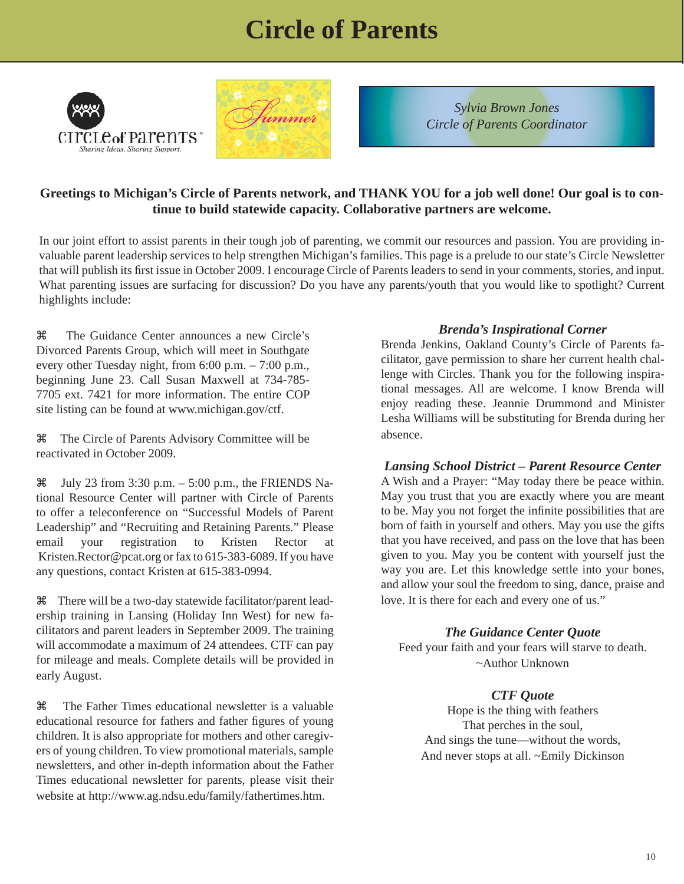# Circle of Parents

circle of parents
Sharing Ideas. Sharing Support.

*Summer*

*Sylvia Brown Jones*
*Circle of Parents Coordinator*

**Greetings to Michigan's Circle of Parents network, and THANK YOU for a job well done! Our goal is to continue to build statewide capacity. Collaborative partners are welcome.**

In our joint effort to assist parents in their tough job of parenting, we commit our resources and passion. You are providing invaluable parent leadership services to help strengthen Michigan's families. This page is a prelude to our state's Circle Newsletter that will publish its first issue in October 2009. I encourage Circle of Parents leaders to send in your comments, stories, and input. What parenting issues are surfacing for discussion? Do you have any parents/youth that you would like to spotlight? Current highlights include:

⌘ The Guidance Center announces a new Circle's Divorced Parents Group, which will meet in Southgate every other Tuesday night, from 6:00 p.m. – 7:00 p.m., beginning June 23. Call Susan Maxwell at 734-785-7705 ext. 7421 for more information. The entire COP site listing can be found at www.michigan.gov/ctf.

⌘ The Circle of Parents Advisory Committee will be reactivated in October 2009.

⌘ July 23 from 3:30 p.m. – 5:00 p.m., the FRIENDS National Resource Center will partner with Circle of Parents to offer a teleconference on "Successful Models of Parent Leadership" and "Recruiting and Retaining Parents." Please email your registration to Kristen Rector at Kristen.Rector@pcat.org or fax to 615-383-6089. If you have any questions, contact Kristen at 615-383-0994.

⌘ There will be a two-day statewide facilitator/parent leadership training in Lansing (Holiday Inn West) for new facilitators and parent leaders in September 2009. The training will accommodate a maximum of 24 attendees. CTF can pay for mileage and meals. Complete details will be provided in early August.

⌘ The Father Times educational newsletter is a valuable educational resource for fathers and father figures of young children. It is also appropriate for mothers and other caregivers of young children. To view promotional materials, sample newsletters, and other in-depth information about the Father Times educational newsletter for parents, please visit their website at http://www.ag.ndsu.edu/family/fathertimes.htm.

### *Brenda's Inspirational Corner*

Brenda Jenkins, Oakland County's Circle of Parents facilitator, gave permission to share her current health challenge with Circles. Thank you for the following inspirational messages. All are welcome. I know Brenda will enjoy reading these. Jeannie Drummond and Minister Lesha Williams will be substituting for Brenda during her absence.

### *Lansing School District – Parent Resource Center*

A Wish and a Prayer: "May today there be peace within. May you trust that you are exactly where you are meant to be. May you not forget the infinite possibilities that are born of faith in yourself and others. May you use the gifts that you have received, and pass on the love that has been given to you. May you be content with yourself just the way you are. Let this knowledge settle into your bones, and allow your soul the freedom to sing, dance, praise and love. It is there for each and every one of us."

### *The Guidance Center Quote*

Feed your faith and your fears will starve to death.
~Author Unknown

### *CTF Quote*

Hope is the thing with feathers
That perches in the soul,
And sings the tune—without the words,
And never stops at all. ~Emily Dickinson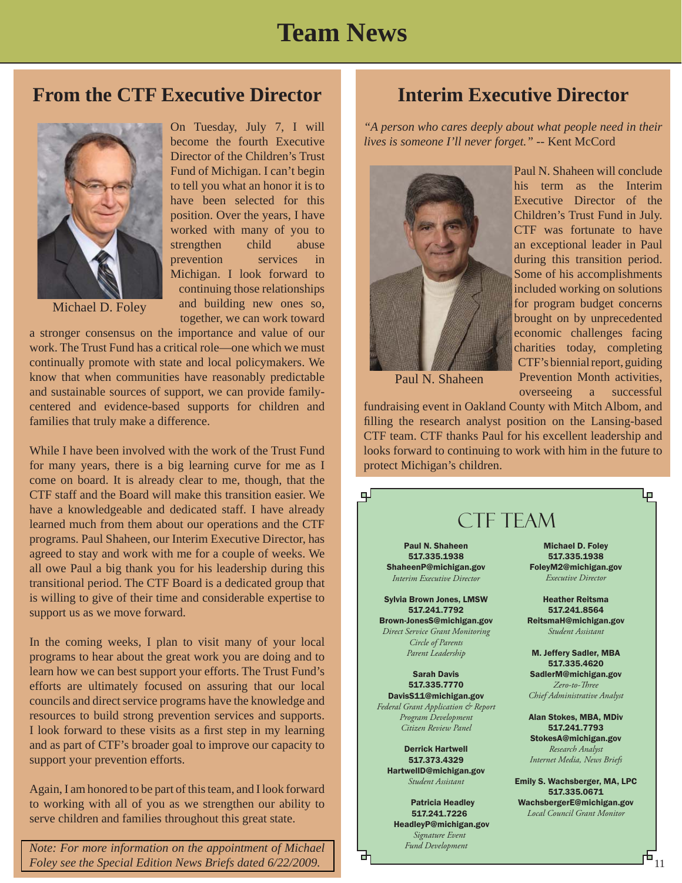# Team News

## From the CTF Executive Director

Michael D. Foley

On Tuesday, July 7, I will become the fourth Executive Director of the Children's Trust Fund of Michigan. I can't begin to tell you what an honor it is to have been selected for this position. Over the years, I have worked with many of you to strengthen child abuse prevention services in Michigan. I look forward to continuing those relationships and building new ones so, together, we can work toward a stronger consensus on the importance and value of our work. The Trust Fund has a critical role—one which we must continually promote with state and local policymakers. We know that when communities have reasonably predictable and sustainable sources of support, we can provide family-centered and evidence-based supports for children and families that truly make a difference.

While I have been involved with the work of the Trust Fund for many years, there is a big learning curve for me as I come on board. It is already clear to me, though, that the CTF staff and the Board will make this transition easier. We have a knowledgeable and dedicated staff. I have already learned much from them about our operations and the CTF programs. Paul Shaheen, our Interim Executive Director, has agreed to stay and work with me for a couple of weeks. We all owe Paul a big thank you for his leadership during this transitional period. The CTF Board is a dedicated group that is willing to give of their time and considerable expertise to support us as we move forward.

In the coming weeks, I plan to visit many of your local programs to hear about the great work you are doing and to learn how we can best support your efforts. The Trust Fund's efforts are ultimately focused on assuring that our local councils and direct service programs have the knowledge and resources to build strong prevention services and supports. I look forward to these visits as a first step in my learning and as part of CTF's broader goal to improve our capacity to support your prevention efforts.

Again, I am honored to be part of this team, and I look forward to working with all of you as we strengthen our ability to serve children and families throughout this great state.

*Note: For more information on the appointment of Michael Foley see the Special Edition News Briefs dated 6/22/2009.*

## Interim Executive Director

*"A person who cares deeply about what people need in their lives is someone I'll never forget."* -- Kent McCord

Paul N. Shaheen

Paul N. Shaheen will conclude his term as the Interim Executive Director of the Children's Trust Fund in July. CTF was fortunate to have an exceptional leader in Paul during this transition period. Some of his accomplishments included working on solutions for program budget concerns brought on by unprecedented economic challenges facing charities today, completing CTF's biennial report, guiding Prevention Month activities, overseeing a successful fundraising event in Oakland County with Mitch Albom, and filling the research analyst position on the Lansing-based CTF team. CTF thanks Paul for his excellent leadership and looks forward to continuing to work with him in the future to protect Michigan's children.

## CTF TEAM

**Paul N. Shaheen**
517.335.1938
ShaheenP@michigan.gov
*Interim Executive Director*

**Sylvia Brown Jones, LMSW**
517.241.7792
Brown-JonesS@michigan.gov
*Direct Service Grant Monitoring*
*Circle of Parents*
*Parent Leadership*

**Sarah Davis**
517.335.7770
DavisS11@michigan.gov
*Federal Grant Application & Report*
*Program Development*
*Citizen Review Panel*

**Derrick Hartwell**
517.373.4329
HartwellD@michigan.gov
*Student Assistant*

**Patricia Headley**
517.241.7226
HeadleyP@michigan.gov
*Signature Event*
*Fund Development*

**Michael D. Foley**
517.335.1938
FoleyM2@michigan.gov
*Executive Director*

**Heather Reitsma**
517.241.8564
ReitsmaH@michigan.gov
*Student Assistant*

**M. Jeffery Sadler, MBA**
517.335.4620
SadlerM@michigan.gov
*Zero-to-Three*
*Chief Administrative Analyst*

**Alan Stokes, MBA, MDiv**
517.241.7793
StokesA@michigan.gov
*Research Analyst*
*Internet Media, News Briefs*

**Emily S. Wachsberger, MA, LPC**
517.335.0671
WachsbergerE@michigan.gov
*Local Council Grant Monitor*